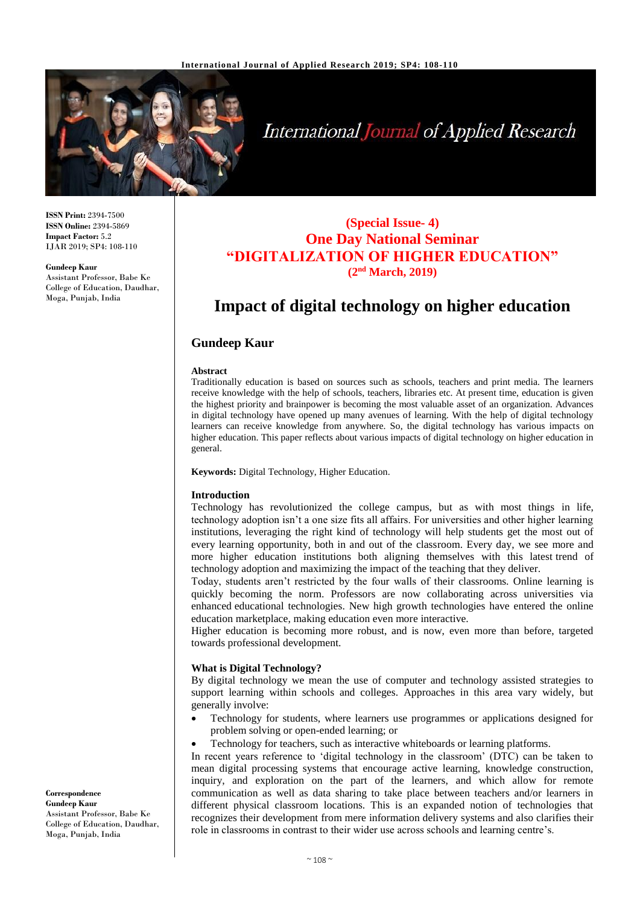**ISSN Print:** 2394-7500
**ISSN Online:** 2394-5869
**Impact Factor:** 5.2
IJAR 2019; SP4: 108-110

**Gundeep Kaur**
Assistant Professor, Babe Ke College of Education, Daudhar, Moga, Punjab, India

**Correspondence**
**Gundeep Kaur**
Assistant Professor, Babe Ke College of Education, Daudhar, Moga, Punjab, India

**(Special Issue- 4)**
**One Day National Seminar**
**"DIGITALIZATION OF HIGHER EDUCATION"**
**(2nd March, 2019)**

# Impact of digital technology on higher education

## Gundeep Kaur

### Abstract

Traditionally education is based on sources such as schools, teachers and print media. The learners receive knowledge with the help of schools, teachers, libraries etc. At present time, education is given the highest priority and brainpower is becoming the most valuable asset of an organization. Advances in digital technology have opened up many avenues of learning. With the help of digital technology learners can receive knowledge from anywhere. So, the digital technology has various impacts on higher education. This paper reflects about various impacts of digital technology on higher education in general.

**Keywords:** Digital Technology, Higher Education.

### Introduction

Technology has revolutionized the college campus, but as with most things in life, technology adoption isn't a one size fits all affairs. For universities and other higher learning institutions, leveraging the right kind of technology will help students get the most out of every learning opportunity, both in and out of the classroom. Every day, we see more and more higher education institutions both aligning themselves with this latest trend of technology adoption and maximizing the impact of the teaching that they deliver.

Today, students aren't restricted by the four walls of their classrooms. Online learning is quickly becoming the norm. Professors are now collaborating across universities via enhanced educational technologies. New high growth technologies have entered the online education marketplace, making education even more interactive.

Higher education is becoming more robust, and is now, even more than before, targeted towards professional development.

### What is Digital Technology?

By digital technology we mean the use of computer and technology assisted strategies to support learning within schools and colleges. Approaches in this area vary widely, but generally involve:

- Technology for students, where learners use programmes or applications designed for problem solving or open-ended learning; or
- Technology for teachers, such as interactive whiteboards or learning platforms.

In recent years reference to 'digital technology in the classroom' (DTC) can be taken to mean digital processing systems that encourage active learning, knowledge construction, inquiry, and exploration on the part of the learners, and which allow for remote communication as well as data sharing to take place between teachers and/or learners in different physical classroom locations. This is an expanded notion of technologies that recognizes their development from mere information delivery systems and also clarifies their role in classrooms in contrast to their wider use across schools and learning centre's.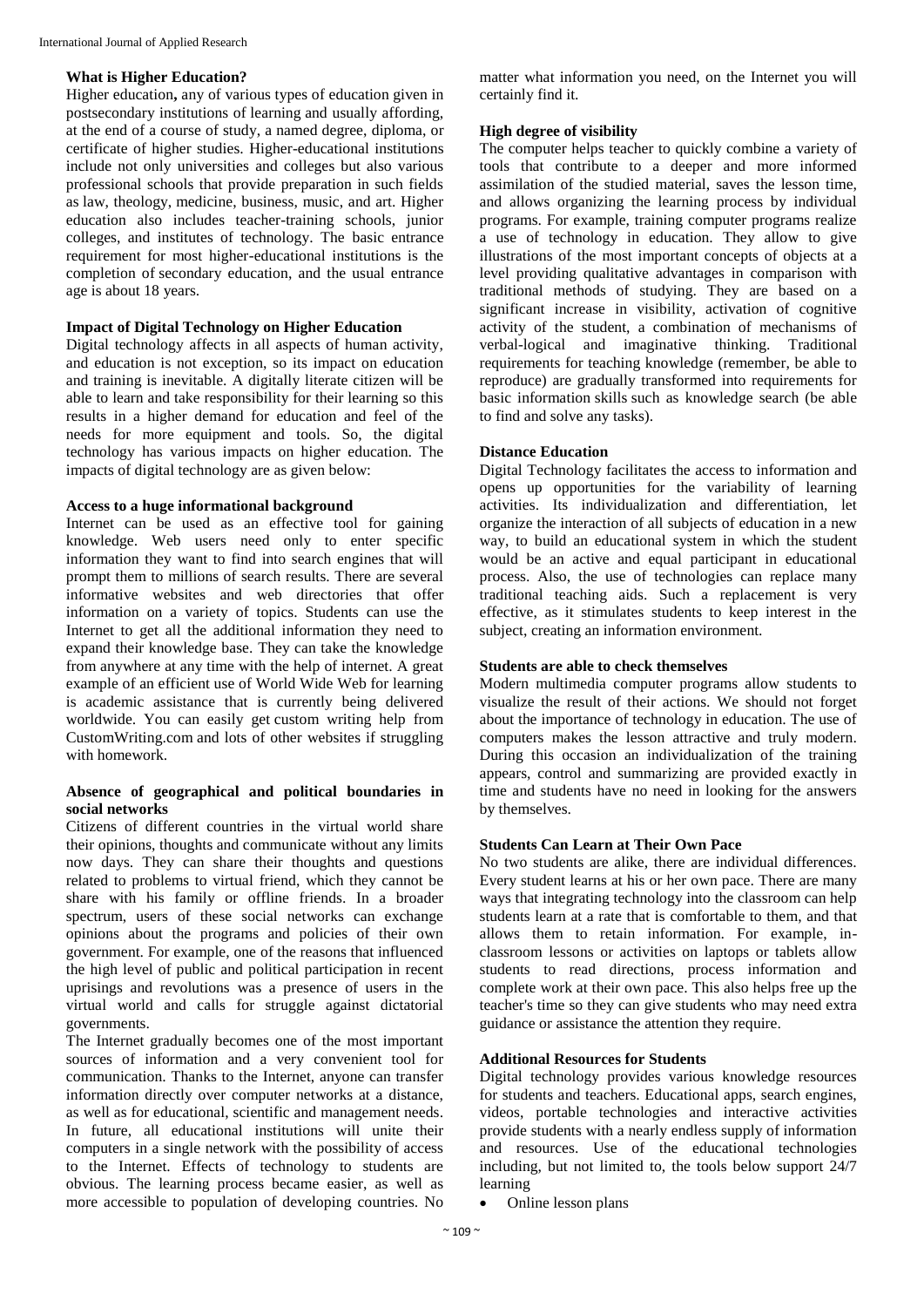### What is Higher Education?

Higher education**,** any of various types of education given in postsecondary institutions of learning and usually affording, at the end of a course of study, a named degree, diploma, or certificate of higher studies. Higher-educational institutions include not only universities and colleges but also various professional schools that provide preparation in such fields as law, theology, medicine, business, music, and art. Higher education also includes teacher-training schools, junior colleges, and institutes of technology. The basic entrance requirement for most higher-educational institutions is the completion of secondary education, and the usual entrance age is about 18 years.

### Impact of Digital Technology on Higher Education

Digital technology affects in all aspects of human activity, and education is not exception, so its impact on education and training is inevitable. A digitally literate citizen will be able to learn and take responsibility for their learning so this results in a higher demand for education and feel of the needs for more equipment and tools. So, the digital technology has various impacts on higher education. The impacts of digital technology are as given below:

#### Access to a huge informational background

Internet can be used as an effective tool for gaining knowledge. Web users need only to enter specific information they want to find into search engines that will prompt them to millions of search results. There are several informative websites and web directories that offer information on a variety of topics. Students can use the Internet to get all the additional information they need to expand their knowledge base. They can take the knowledge from anywhere at any time with the help of internet. A great example of an efficient use of World Wide Web for learning is academic assistance that is currently being delivered worldwide. You can easily get custom writing help from CustomWriting.com and lots of other websites if struggling with homework.

#### Absence of geographical and political boundaries in social networks

Citizens of different countries in the virtual world share their opinions, thoughts and communicate without any limits now days. They can share their thoughts and questions related to problems to virtual friend, which they cannot be share with his family or offline friends. In a broader spectrum, users of these social networks can exchange opinions about the programs and policies of their own government. For example, one of the reasons that influenced the high level of public and political participation in recent uprisings and revolutions was a presence of users in the virtual world and calls for struggle against dictatorial governments.

The Internet gradually becomes one of the most important sources of information and a very convenient tool for communication. Thanks to the Internet, anyone can transfer information directly over computer networks at a distance, as well as for educational, scientific and management needs. In future, all educational institutions will unite their computers in a single network with the possibility of access to the Internet. Effects of technology to students are obvious. The learning process became easier, as well as more accessible to population of developing countries. No matter what information you need, on the Internet you will certainly find it.

#### High degree of visibility

The computer helps teacher to quickly combine a variety of tools that contribute to a deeper and more informed assimilation of the studied material, saves the lesson time, and allows organizing the learning process by individual programs. For example, training computer programs realize a use of technology in education. They allow to give illustrations of the most important concepts of objects at a level providing qualitative advantages in comparison with traditional methods of studying. They are based on a significant increase in visibility, activation of cognitive activity of the student, a combination of mechanisms of verbal-logical and imaginative thinking. Traditional requirements for teaching knowledge (remember, be able to reproduce) are gradually transformed into requirements for basic information skills such as knowledge search (be able to find and solve any tasks).

#### Distance Education

Digital Technology facilitates the access to information and opens up opportunities for the variability of learning activities. Its individualization and differentiation, let organize the interaction of all subjects of education in a new way, to build an educational system in which the student would be an active and equal participant in educational process. Also, the use of technologies can replace many traditional teaching aids. Such a replacement is very effective, as it stimulates students to keep interest in the subject, creating an information environment.

#### Students are able to check themselves

Modern multimedia computer programs allow students to visualize the result of their actions. We should not forget about the importance of technology in education. The use of computers makes the lesson attractive and truly modern. During this occasion an individualization of the training appears, control and summarizing are provided exactly in time and students have no need in looking for the answers by themselves.

#### Students Can Learn at Their Own Pace

No two students are alike, there are individual differences. Every student learns at his or her own pace. There are many ways that integrating technology into the classroom can help students learn at a rate that is comfortable to them, and that allows them to retain information. For example, in-classroom lessons or activities on laptops or tablets allow students to read directions, process information and complete work at their own pace. This also helps free up the teacher's time so they can give students who may need extra guidance or assistance the attention they require.

#### Additional Resources for Students

Digital technology provides various knowledge resources for students and teachers. Educational apps, search engines, videos, portable technologies and interactive activities provide students with a nearly endless supply of information and resources. Use of the educational technologies including, but not limited to, the tools below support 24/7 learning

- Online lesson plans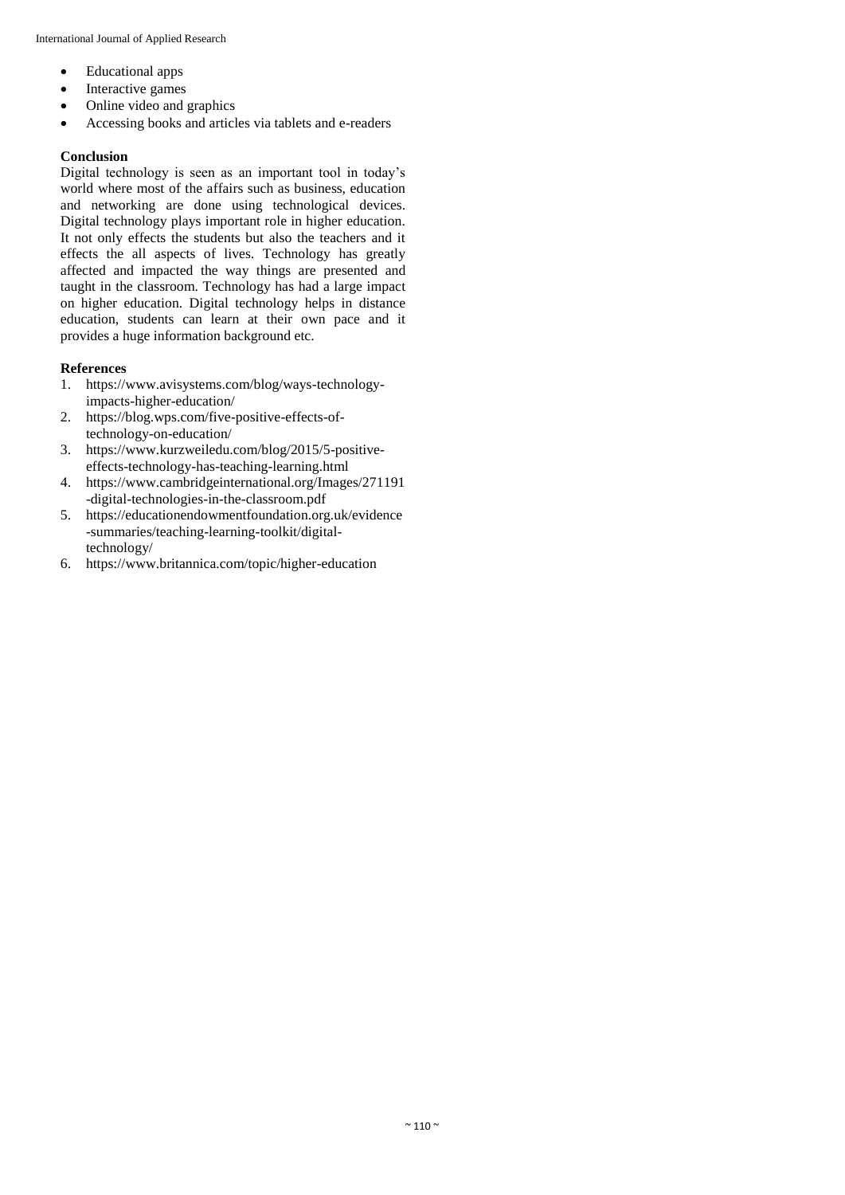- Educational apps
- Interactive games
- Online video and graphics
- Accessing books and articles via tablets and e-readers

**Conclusion**

Digital technology is seen as an important tool in today's world where most of the affairs such as business, education and networking are done using technological devices. Digital technology plays important role in higher education. It not only effects the students but also the teachers and it effects the all aspects of lives. Technology has greatly affected and impacted the way things are presented and taught in the classroom. Technology has had a large impact on higher education. Digital technology helps in distance education, students can learn at their own pace and it provides a huge information background etc.

**References**

1. https://www.avisystems.com/blog/ways-technology-impacts-higher-education/
2. https://blog.wps.com/five-positive-effects-of-technology-on-education/
3. https://www.kurzweiledu.com/blog/2015/5-positive-effects-technology-has-teaching-learning.html
4. https://www.cambridgeinternational.org/Images/271191-digital-technologies-in-the-classroom.pdf
5. https://educationendowmentfoundation.org.uk/evidence-summaries/teaching-learning-toolkit/digital-technology/
6. https://www.britannica.com/topic/higher-education